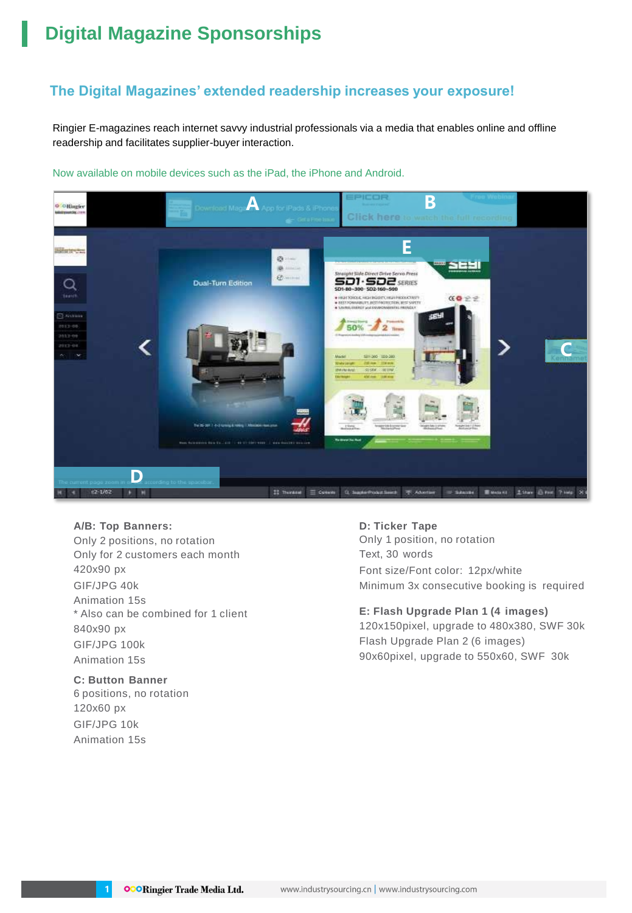# Digital Magazine Sponsorships

## The Digital Magazines' extended readership increases your exposure!

Ringier E-magazines reach internet savvy industrial professionals via a media that enables online and offline readership and facilitates supplier-buyer interaction.

Now available on mobile devices such as the iPad, the iPhone and Android.

**A/B: Top Banners:**
Only 2 positions, no rotation
Only for 2 customers each month
420x90 px
GIF/JPG 40k
Animation 15s
* Also can be combined for 1 client
840x90 px
GIF/JPG 100k
Animation 15s

**C: Button Banner**
6 positions, no rotation
120x60 px
GIF/JPG 10k
Animation 15s

**D: Ticker Tape**
Only 1 position, no rotation
Text, 30 words
Font size/Font color: 12px/white
Minimum 3x consecutive booking is required

**E: Flash Upgrade Plan 1 (4 images)**
120x150pixel, upgrade to 480x380, SWF 30k
Flash Upgrade Plan 2 (6 images)
90x60pixel, upgrade to 550x60, SWF 30k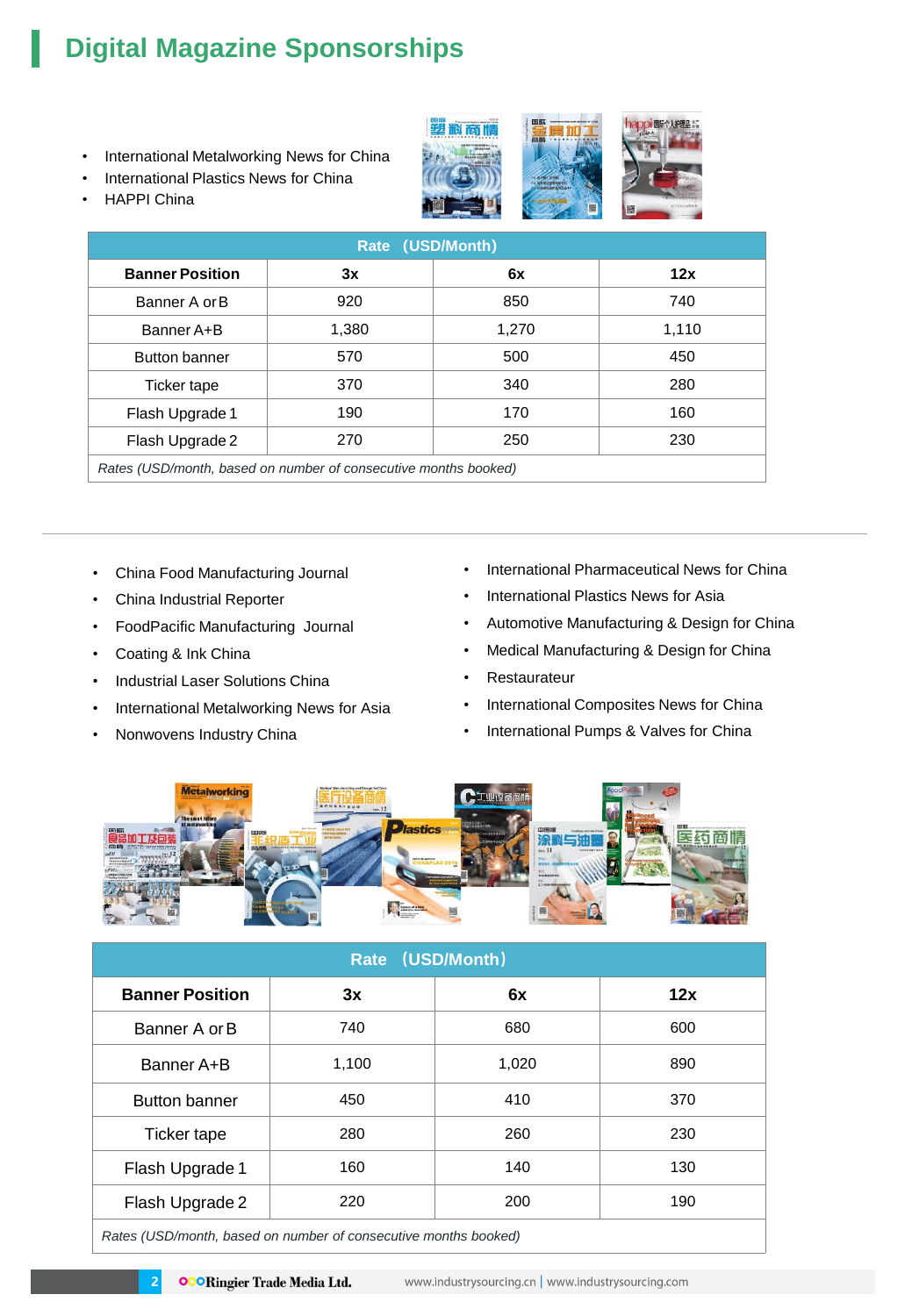# Digital Magazine Sponsorships

- International Metalworking News for China
- International Plastics News for China
- HAPPI China

| Rate （USD/Month） | | | |
|---|---|---|---|
| **Banner Position** | **3x** | **6x** | **12x** |
| Banner A or B | 920 | 850 | 740 |
| Banner A+B | 1,380 | 1,270 | 1,110 |
| Button banner | 570 | 500 | 450 |
| Ticker tape | 370 | 340 | 280 |
| Flash Upgrade 1 | 190 | 170 | 160 |
| Flash Upgrade 2 | 270 | 250 | 230 |
| *Rates (USD/month, based on number of consecutive months booked)* | | | |

- China Food Manufacturing Journal
- China Industrial Reporter
- FoodPacific Manufacturing Journal
- Coating & Ink China
- Industrial Laser Solutions China
- International Metalworking News for Asia
- Nonwovens Industry China
- International Pharmaceutical News for China
- International Plastics News for Asia
- Automotive Manufacturing & Design for China
- Medical Manufacturing & Design for China
- Restaurateur
- International Composites News for China
- International Pumps & Valves for China

| Rate （USD/Month） | | | |
|---|---|---|---|
| **Banner Position** | **3x** | **6x** | **12x** |
| Banner A or B | 740 | 680 | 600 |
| Banner A+B | 1,100 | 1,020 | 890 |
| Button banner | 450 | 410 | 370 |
| Ticker tape | 280 | 260 | 230 |
| Flash Upgrade 1 | 160 | 140 | 130 |
| Flash Upgrade 2 | 220 | 200 | 190 |
| *Rates (USD/month, based on number of consecutive months booked)* | | | |